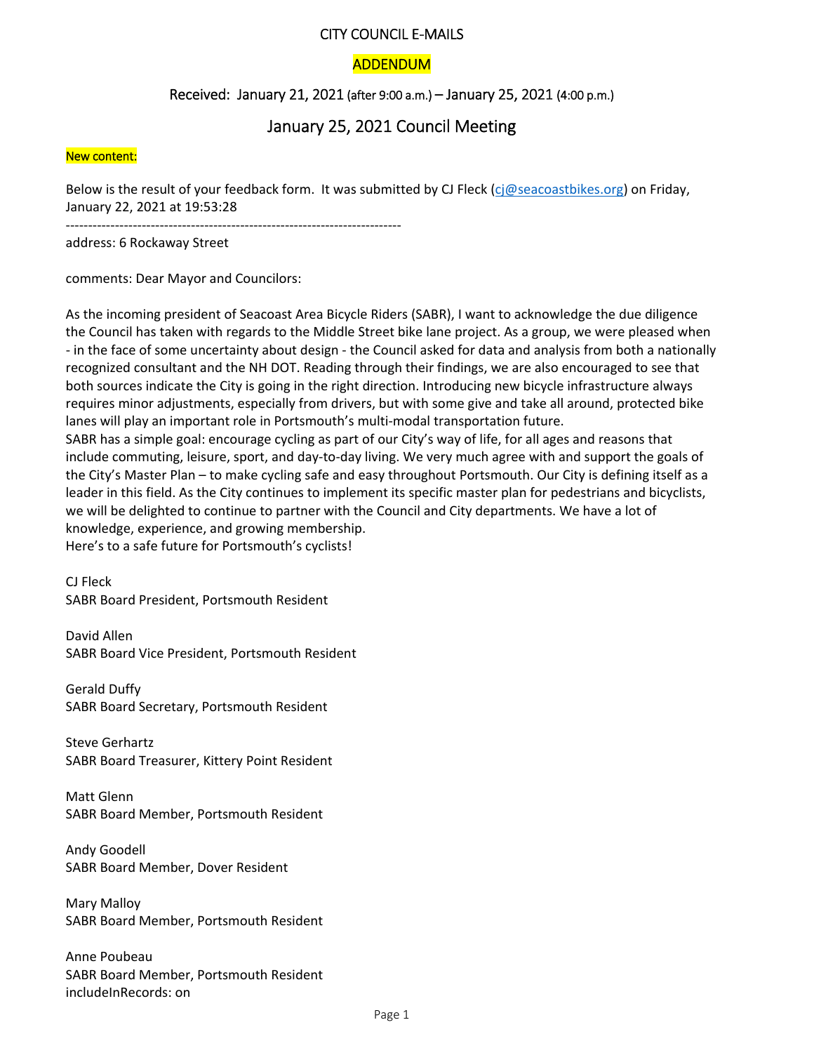# CITY COUNCIL E-MAILS

## ADDENDUM

### Received: January 21, 2021 (after 9:00 a.m.) – January 25, 2021 (4:00 p.m.)

## January 25, 2021 Council Meeting

New content:

Below is the result of your feedback form. It was submitted by CJ Fleck (cj@seacoastbikes.org) on Friday, January 22, 2021 at 19:53:28

---------------------------------------------------------------------------

address: 6 Rockaway Street

comments: Dear Mayor and Councilors:

As the incoming president of Seacoast Area Bicycle Riders (SABR), I want to acknowledge the due diligence the Council has taken with regards to the Middle Street bike lane project. As a group, we were pleased when - in the face of some uncertainty about design - the Council asked for data and analysis from both a nationally recognized consultant and the NH DOT. Reading through their findings, we are also encouraged to see that both sources indicate the City is going in the right direction. Introducing new bicycle infrastructure always requires minor adjustments, especially from drivers, but with some give and take all around, protected bike lanes will play an important role in Portsmouth's multi-modal transportation future.
SABR has a simple goal: encourage cycling as part of our City's way of life, for all ages and reasons that include commuting, leisure, sport, and day-to-day living. We very much agree with and support the goals of the City's Master Plan – to make cycling safe and easy throughout Portsmouth. Our City is defining itself as a leader in this field. As the City continues to implement its specific master plan for pedestrians and bicyclists, we will be delighted to continue to partner with the Council and City departments. We have a lot of knowledge, experience, and growing membership.
Here's to a safe future for Portsmouth's cyclists!

CJ Fleck
SABR Board President, Portsmouth Resident

David Allen
SABR Board Vice President, Portsmouth Resident

Gerald Duffy
SABR Board Secretary, Portsmouth Resident

Steve Gerhartz
SABR Board Treasurer, Kittery Point Resident

Matt Glenn
SABR Board Member, Portsmouth Resident

Andy Goodell
SABR Board Member, Dover Resident

Mary Malloy
SABR Board Member, Portsmouth Resident

Anne Poubeau
SABR Board Member, Portsmouth Resident
includeInRecords: on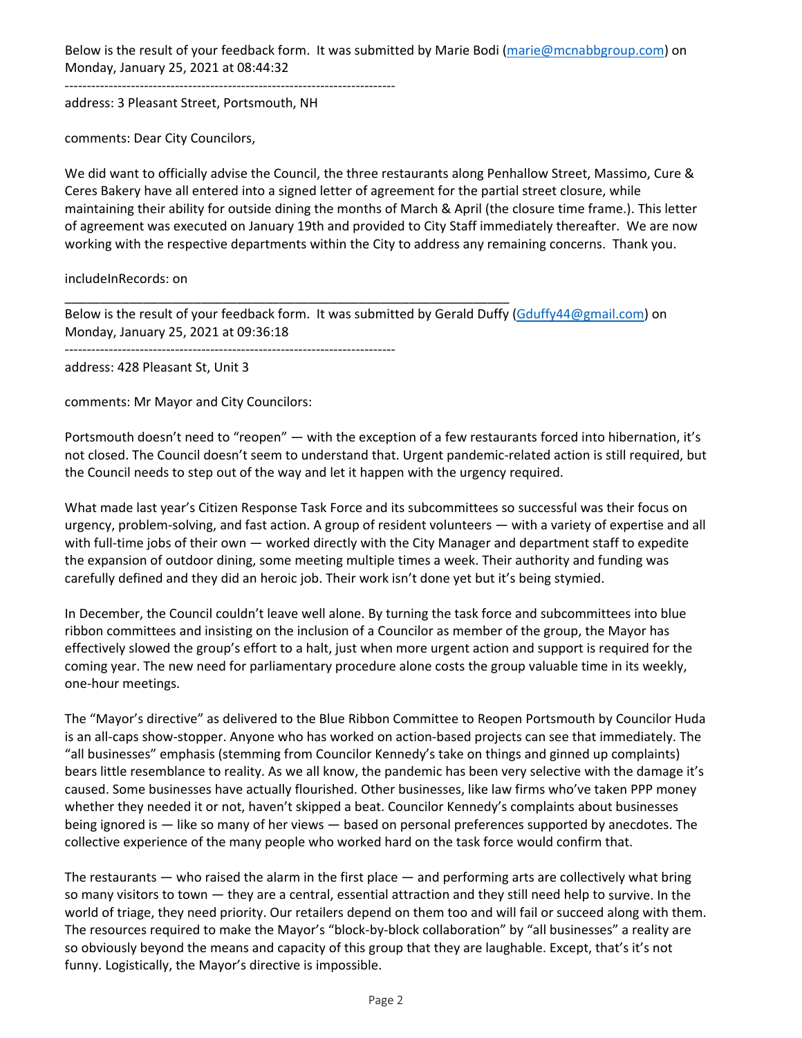Below is the result of your feedback form. It was submitted by Marie Bodi (marie@mcnabbgroup.com) on Monday, January 25, 2021 at 08:44:32

---------------------------------------------------------------------------

address: 3 Pleasant Street, Portsmouth, NH

comments: Dear City Councilors,

We did want to officially advise the Council, the three restaurants along Penhallow Street, Massimo, Cure & Ceres Bakery have all entered into a signed letter of agreement for the partial street closure, while maintaining their ability for outside dining the months of March & April (the closure time frame.). This letter of agreement was executed on January 19th and provided to City Staff immediately thereafter. We are now working with the respective departments within the City to address any remaining concerns. Thank you.

includeInRecords: on

---

Below is the result of your feedback form. It was submitted by Gerald Duffy (Gduffy44@gmail.com) on Monday, January 25, 2021 at 09:36:18

---------------------------------------------------------------------------

address: 428 Pleasant St, Unit 3

comments: Mr Mayor and City Councilors:

Portsmouth doesn't need to "reopen" — with the exception of a few restaurants forced into hibernation, it's not closed. The Council doesn't seem to understand that. Urgent pandemic-related action is still required, but the Council needs to step out of the way and let it happen with the urgency required.

What made last year's Citizen Response Task Force and its subcommittees so successful was their focus on urgency, problem-solving, and fast action. A group of resident volunteers — with a variety of expertise and all with full-time jobs of their own — worked directly with the City Manager and department staff to expedite the expansion of outdoor dining, some meeting multiple times a week. Their authority and funding was carefully defined and they did an heroic job. Their work isn't done yet but it's being stymied.

In December, the Council couldn't leave well alone. By turning the task force and subcommittees into blue ribbon committees and insisting on the inclusion of a Councilor as member of the group, the Mayor has effectively slowed the group's effort to a halt, just when more urgent action and support is required for the coming year. The new need for parliamentary procedure alone costs the group valuable time in its weekly, one-hour meetings.

The "Mayor's directive" as delivered to the Blue Ribbon Committee to Reopen Portsmouth by Councilor Huda is an all-caps show-stopper. Anyone who has worked on action-based projects can see that immediately. The "all businesses" emphasis (stemming from Councilor Kennedy's take on things and ginned up complaints) bears little resemblance to reality. As we all know, the pandemic has been very selective with the damage it's caused. Some businesses have actually flourished. Other businesses, like law firms who've taken PPP money whether they needed it or not, haven't skipped a beat. Councilor Kennedy's complaints about businesses being ignored is — like so many of her views — based on personal preferences supported by anecdotes. The collective experience of the many people who worked hard on the task force would confirm that.

The restaurants — who raised the alarm in the first place — and performing arts are collectively what bring so many visitors to town — they are a central, essential attraction and they still need help to survive. In the world of triage, they need priority. Our retailers depend on them too and will fail or succeed along with them. The resources required to make the Mayor's "block-by-block collaboration" by "all businesses" a reality are so obviously beyond the means and capacity of this group that they are laughable. Except, that's it's not funny. Logistically, the Mayor's directive is impossible.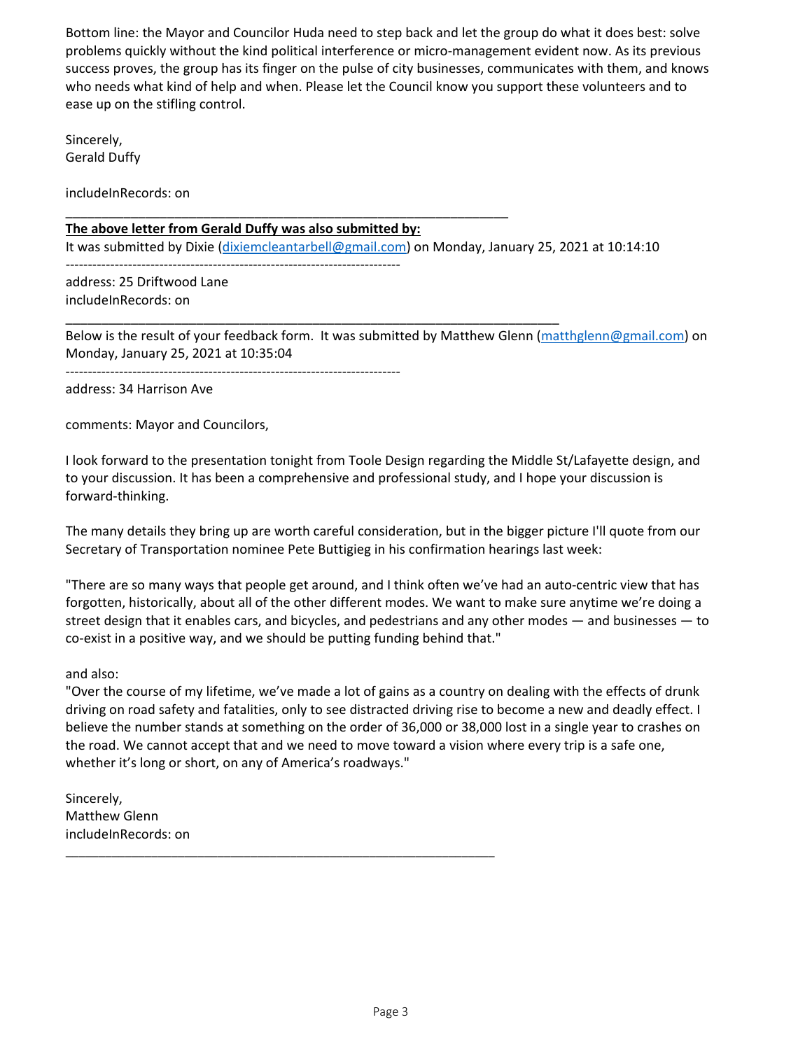Bottom line: the Mayor and Councilor Huda need to step back and let the group do what it does best: solve problems quickly without the kind political interference or micro-management evident now. As its previous success proves, the group has its finger on the pulse of city businesses, communicates with them, and knows who needs what kind of help and when. Please let the Council know you support these volunteers and to ease up on the stifling control.

Sincerely,
Gerald Duffy

includeInRecords: on

---

**The above letter from Gerald Duffy was also submitted by:**
It was submitted by Dixie (dixiemcleantarbell@gmail.com) on Monday, January 25, 2021 at 10:14:10

---------------------------------------------------------------------------

address: 25 Driftwood Lane
includeInRecords: on

---

Below is the result of your feedback form. It was submitted by Matthew Glenn (matthglenn@gmail.com) on Monday, January 25, 2021 at 10:35:04

---------------------------------------------------------------------------

address: 34 Harrison Ave

comments: Mayor and Councilors,

I look forward to the presentation tonight from Toole Design regarding the Middle St/Lafayette design, and to your discussion. It has been a comprehensive and professional study, and I hope your discussion is forward-thinking.

The many details they bring up are worth careful consideration, but in the bigger picture I'll quote from our Secretary of Transportation nominee Pete Buttigieg in his confirmation hearings last week:

"There are so many ways that people get around, and I think often we've had an auto-centric view that has forgotten, historically, about all of the other different modes. We want to make sure anytime we're doing a street design that it enables cars, and bicycles, and pedestrians and any other modes — and businesses — to co-exist in a positive way, and we should be putting funding behind that."

and also:
"Over the course of my lifetime, we've made a lot of gains as a country on dealing with the effects of drunk driving on road safety and fatalities, only to see distracted driving rise to become a new and deadly effect. I believe the number stands at something on the order of 36,000 or 38,000 lost in a single year to crashes on the road. We cannot accept that and we need to move toward a vision where every trip is a safe one, whether it's long or short, on any of America's roadways."

Sincerely,
Matthew Glenn
includeInRecords: on

---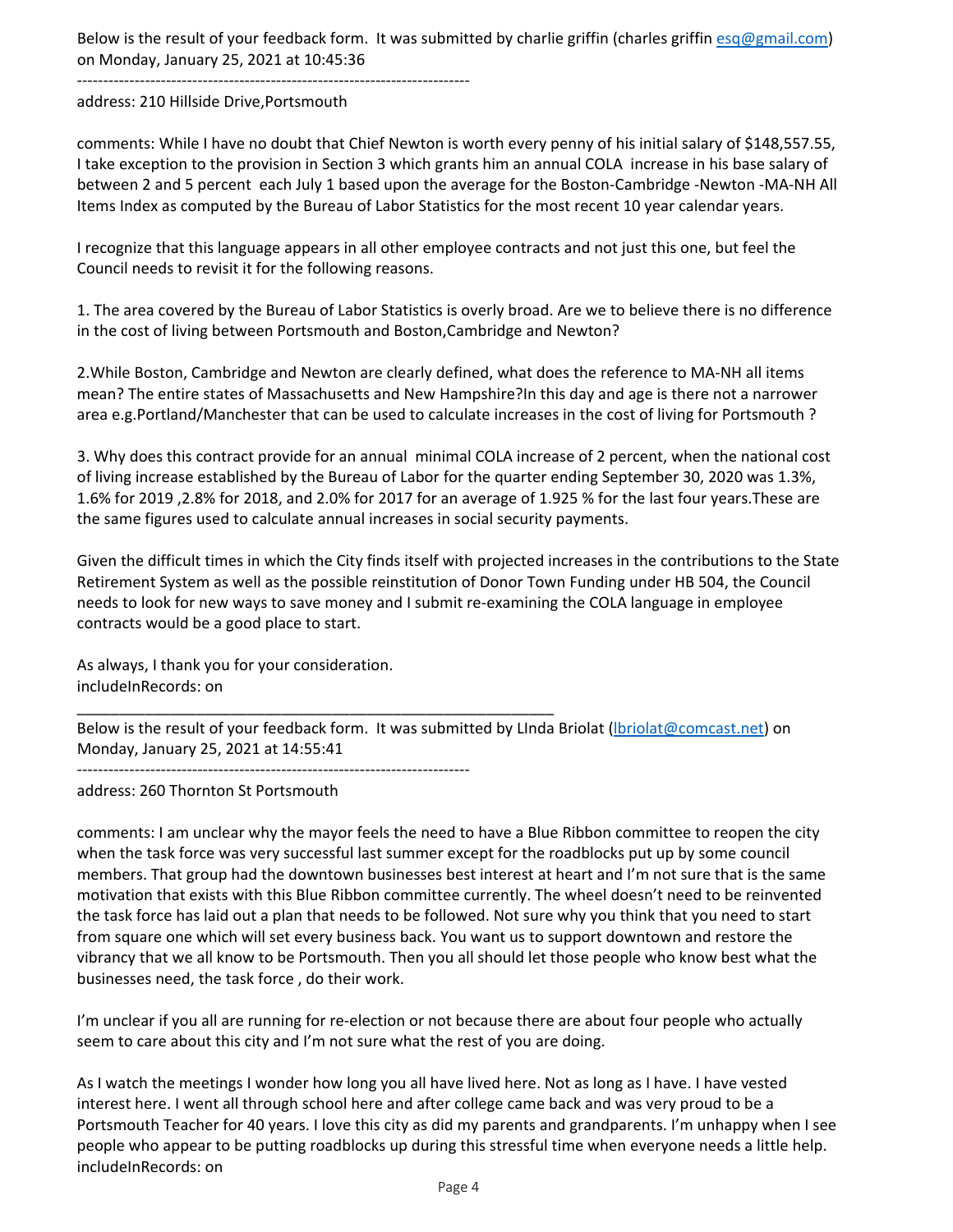Below is the result of your feedback form. It was submitted by charlie griffin (charles griffin esq@gmail.com) on Monday, January 25, 2021 at 10:45:36

---------------------------------------------------------------------------

address: 210 Hillside Drive,Portsmouth

comments: While I have no doubt that Chief Newton is worth every penny of his initial salary of $148,557.55, I take exception to the provision in Section 3 which grants him an annual COLA increase in his base salary of between 2 and 5 percent each July 1 based upon the average for the Boston-Cambridge -Newton -MA-NH All Items Index as computed by the Bureau of Labor Statistics for the most recent 10 year calendar years.

I recognize that this language appears in all other employee contracts and not just this one, but feel the Council needs to revisit it for the following reasons.

1. The area covered by the Bureau of Labor Statistics is overly broad. Are we to believe there is no difference in the cost of living between Portsmouth and Boston,Cambridge and Newton?

2.While Boston, Cambridge and Newton are clearly defined, what does the reference to MA-NH all items mean? The entire states of Massachusetts and New Hampshire?In this day and age is there not a narrower area e.g.Portland/Manchester that can be used to calculate increases in the cost of living for Portsmouth ?

3. Why does this contract provide for an annual minimal COLA increase of 2 percent, when the national cost of living increase established by the Bureau of Labor for the quarter ending September 30, 2020 was 1.3%, 1.6% for 2019 ,2.8% for 2018, and 2.0% for 2017 for an average of 1.925 % for the last four years.These are the same figures used to calculate annual increases in social security payments.

Given the difficult times in which the City finds itself with projected increases in the contributions to the State Retirement System as well as the possible reinstitution of Donor Town Funding under HB 504, the Council needs to look for new ways to save money and I submit re-examining the COLA language in employee contracts would be a good place to start.

As always, I thank you for your consideration.
includeInRecords: on

______________________________________________________________

Below is the result of your feedback form. It was submitted by LInda Briolat (lbriolat@comcast.net) on Monday, January 25, 2021 at 14:55:41

---------------------------------------------------------------------------

address: 260 Thornton St Portsmouth

comments: I am unclear why the mayor feels the need to have a Blue Ribbon committee to reopen the city when the task force was very successful last summer except for the roadblocks put up by some council members. That group had the downtown businesses best interest at heart and I'm not sure that is the same motivation that exists with this Blue Ribbon committee currently. The wheel doesn't need to be reinvented the task force has laid out a plan that needs to be followed. Not sure why you think that you need to start from square one which will set every business back. You want us to support downtown and restore the vibrancy that we all know to be Portsmouth. Then you all should let those people who know best what the businesses need, the task force , do their work.

I'm unclear if you all are running for re-election or not because there are about four people who actually seem to care about this city and I'm not sure what the rest of you are doing.

As I watch the meetings I wonder how long you all have lived here. Not as long as I have. I have vested interest here. I went all through school here and after college came back and was very proud to be a Portsmouth Teacher for 40 years. I love this city as did my parents and grandparents. I'm unhappy when I see people who appear to be putting roadblocks up during this stressful time when everyone needs a little help.
includeInRecords: on